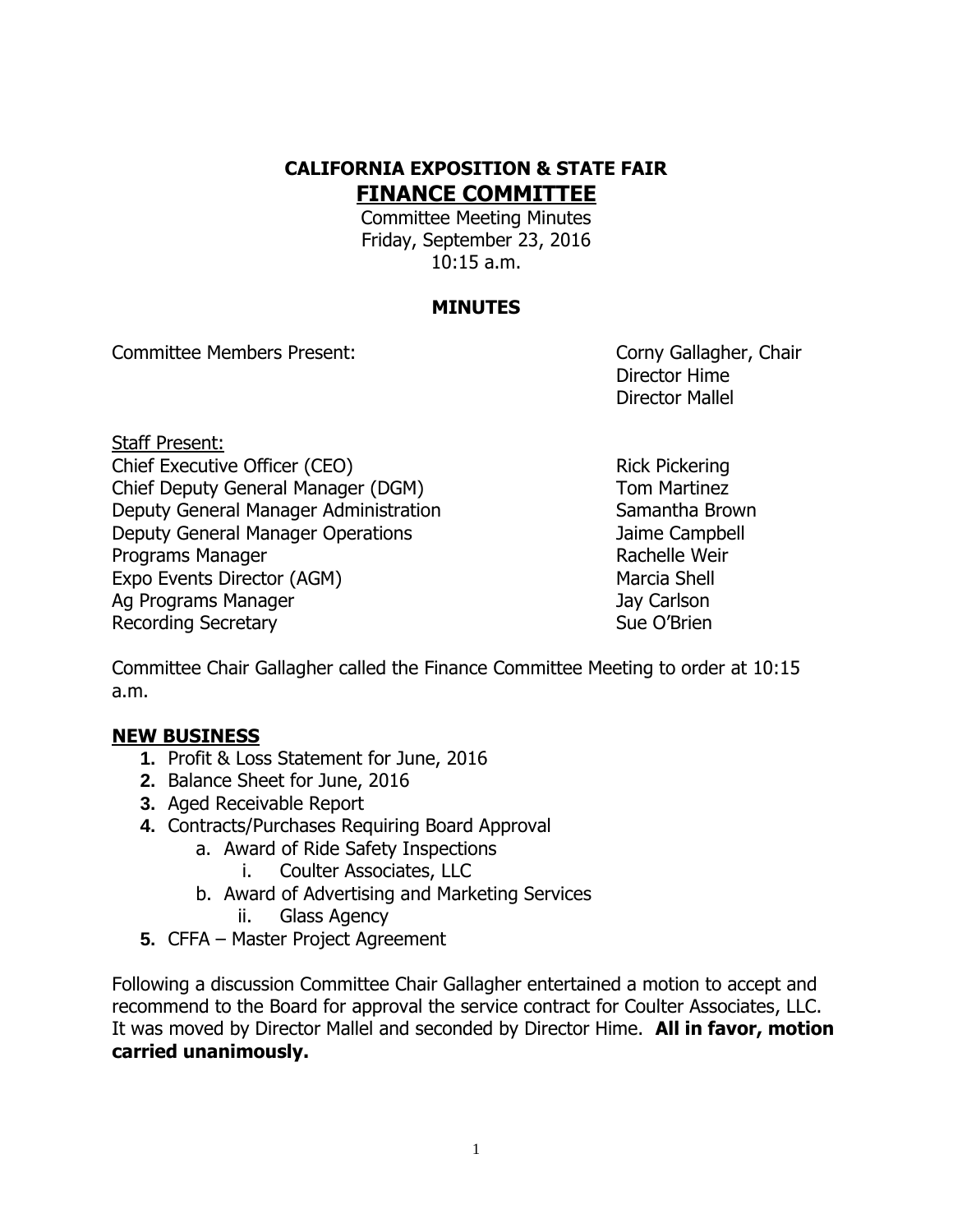# CALIFORNIA EXPOSITION & STATE FAIR

## FINANCE COMMITTEE

Committee Meeting Minutes
Friday, September 23, 2016
10:15 a.m.

### MINUTES

Committee Members Present: Corny Gallagher, Chair
Director Hime
Director Mallel

Staff Present:

| | |
|---|---|
| Chief Executive Officer (CEO) | Rick Pickering |
| Chief Deputy General Manager (DGM) | Tom Martinez |
| Deputy General Manager Administration | Samantha Brown |
| Deputy General Manager Operations | Jaime Campbell |
| Programs Manager | Rachelle Weir |
| Expo Events Director (AGM) | Marcia Shell |
| Ag Programs Manager | Jay Carlson |
| Recording Secretary | Sue O'Brien |

Committee Chair Gallagher called the Finance Committee Meeting to order at 10:15 a.m.

**NEW BUSINESS**

1. Profit & Loss Statement for June, 2016
2. Balance Sheet for June, 2016
3. Aged Receivable Report
4. Contracts/Purchases Requiring Board Approval
   a. Award of Ride Safety Inspections
      i. Coulter Associates, LLC
   b. Award of Advertising and Marketing Services
      ii. Glass Agency
5. CFFA – Master Project Agreement

Following a discussion Committee Chair Gallagher entertained a motion to accept and recommend to the Board for approval the service contract for Coulter Associates, LLC. It was moved by Director Mallel and seconded by Director Hime. **All in favor, motion carried unanimously.**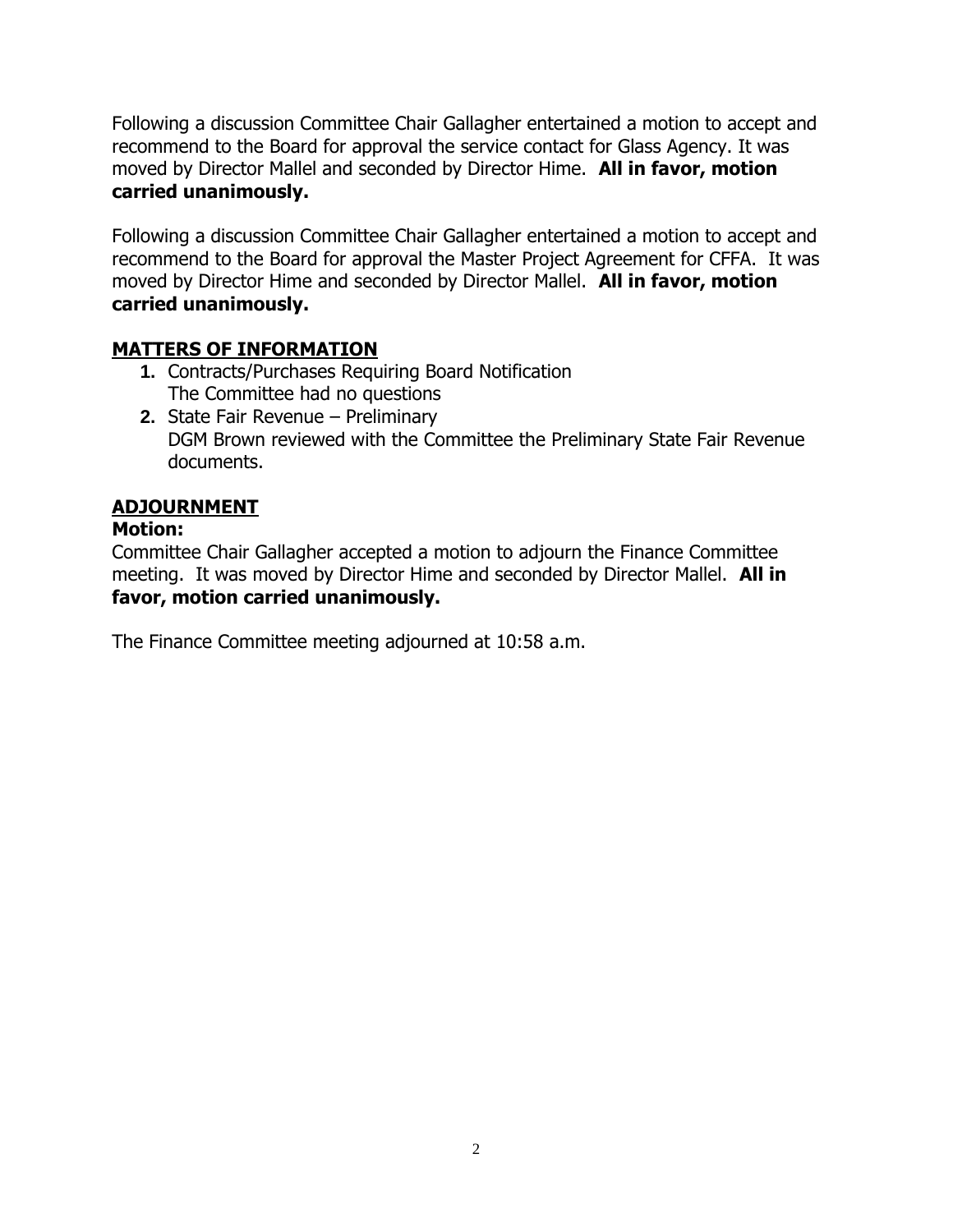Following a discussion Committee Chair Gallagher entertained a motion to accept and recommend to the Board for approval the service contact for Glass Agency. It was moved by Director Mallel and seconded by Director Hime. **All in favor, motion carried unanimously.**

Following a discussion Committee Chair Gallagher entertained a motion to accept and recommend to the Board for approval the Master Project Agreement for CFFA. It was moved by Director Hime and seconded by Director Mallel. **All in favor, motion carried unanimously.**

## MATTERS OF INFORMATION

1. Contracts/Purchases Requiring Board Notification
   The Committee had no questions
2. State Fair Revenue – Preliminary
   DGM Brown reviewed with the Committee the Preliminary State Fair Revenue documents.

## ADJOURNMENT

**Motion:**

Committee Chair Gallagher accepted a motion to adjourn the Finance Committee meeting. It was moved by Director Hime and seconded by Director Mallel. **All in favor, motion carried unanimously.**

The Finance Committee meeting adjourned at 10:58 a.m.